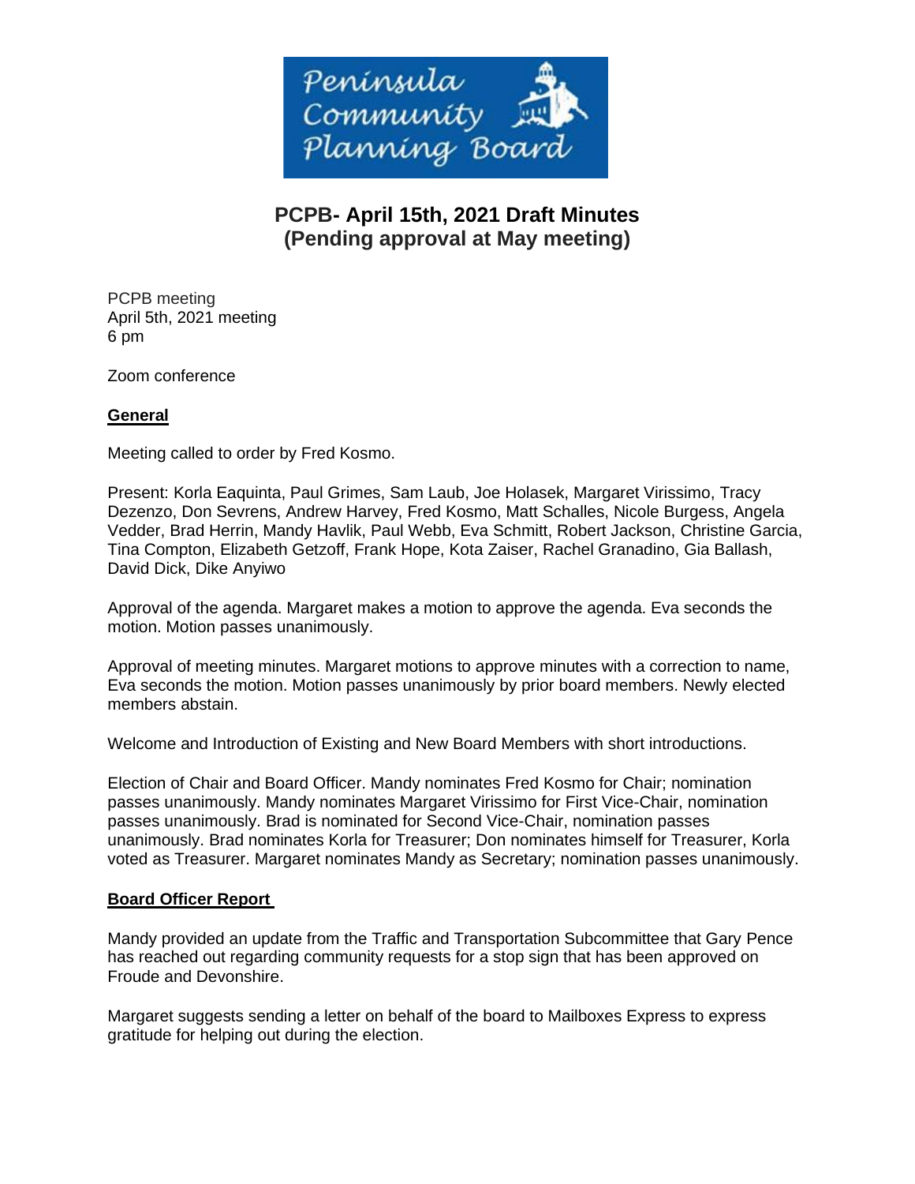Peninsula Community Planning Board

# PCPB- April 15th, 2021 Draft Minutes (Pending approval at May meeting)

PCPB meeting
April 5th, 2021 meeting
6 pm

Zoom conference

## General

Meeting called to order by Fred Kosmo.

Present: Korla Eaquinta, Paul Grimes, Sam Laub, Joe Holasek, Margaret Virissimo, Tracy Dezenzo, Don Sevrens, Andrew Harvey, Fred Kosmo, Matt Schalles, Nicole Burgess, Angela Vedder, Brad Herrin, Mandy Havlik, Paul Webb, Eva Schmitt, Robert Jackson, Christine Garcia, Tina Compton, Elizabeth Getzoff, Frank Hope, Kota Zaiser, Rachel Granadino, Gia Ballash, David Dick, Dike Anyiwo

Approval of the agenda. Margaret makes a motion to approve the agenda. Eva seconds the motion. Motion passes unanimously.

Approval of meeting minutes. Margaret motions to approve minutes with a correction to name, Eva seconds the motion. Motion passes unanimously by prior board members. Newly elected members abstain.

Welcome and Introduction of Existing and New Board Members with short introductions.

Election of Chair and Board Officer. Mandy nominates Fred Kosmo for Chair; nomination passes unanimously. Mandy nominates Margaret Virissimo for First Vice-Chair, nomination passes unanimously. Brad is nominated for Second Vice-Chair, nomination passes unanimously. Brad nominates Korla for Treasurer; Don nominates himself for Treasurer, Korla voted as Treasurer. Margaret nominates Mandy as Secretary; nomination passes unanimously.

## Board Officer Report

Mandy provided an update from the Traffic and Transportation Subcommittee that Gary Pence has reached out regarding community requests for a stop sign that has been approved on Froude and Devonshire.

Margaret suggests sending a letter on behalf of the board to Mailboxes Express to express gratitude for helping out during the election.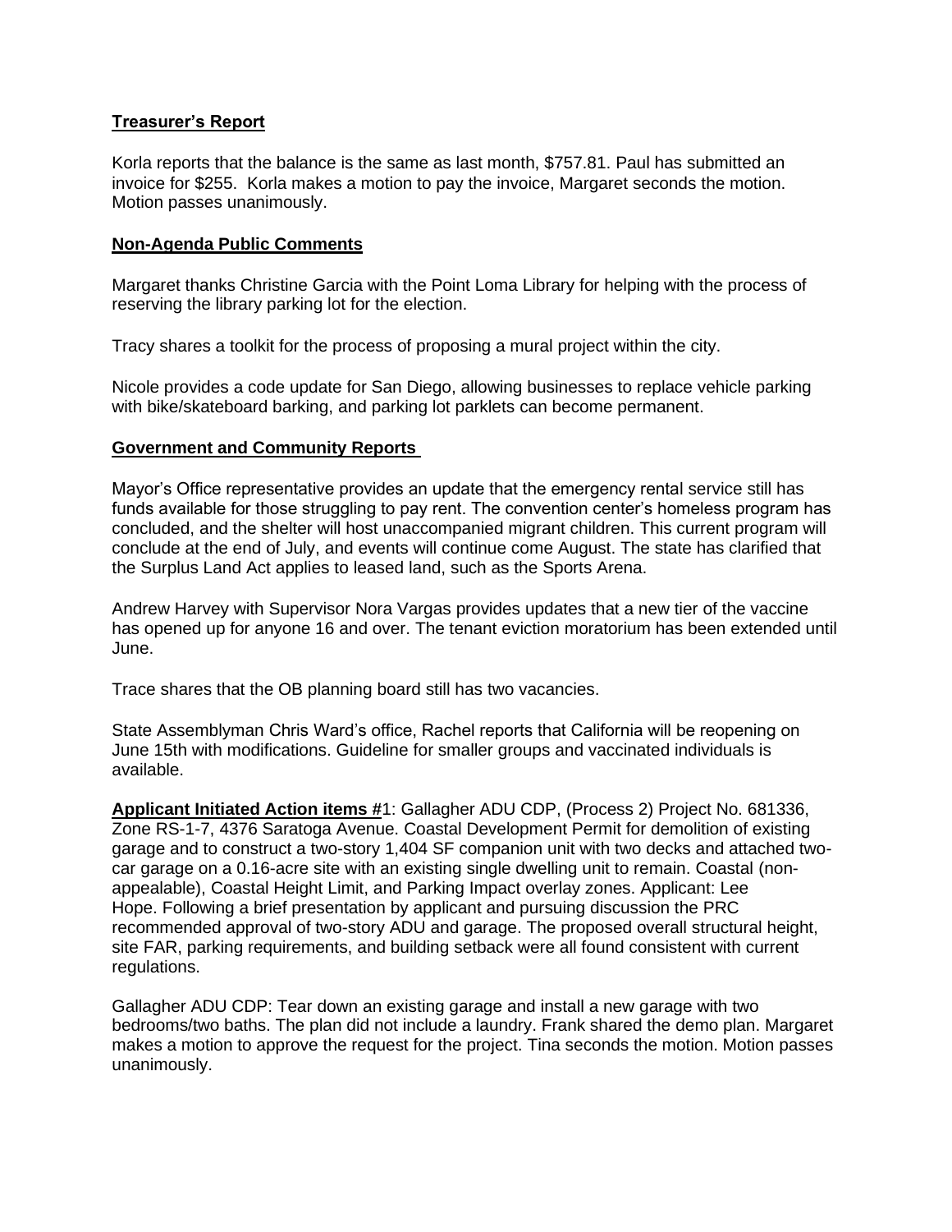**Treasurer's Report**

Korla reports that the balance is the same as last month, $757.81. Paul has submitted an invoice for $255. Korla makes a motion to pay the invoice, Margaret seconds the motion. Motion passes unanimously.

**Non-Agenda Public Comments**

Margaret thanks Christine Garcia with the Point Loma Library for helping with the process of reserving the library parking lot for the election.

Tracy shares a toolkit for the process of proposing a mural project within the city.

Nicole provides a code update for San Diego, allowing businesses to replace vehicle parking with bike/skateboard barking, and parking lot parklets can become permanent.

**Government and Community Reports**

Mayor's Office representative provides an update that the emergency rental service still has funds available for those struggling to pay rent. The convention center's homeless program has concluded, and the shelter will host unaccompanied migrant children. This current program will conclude at the end of July, and events will continue come August. The state has clarified that the Surplus Land Act applies to leased land, such as the Sports Arena.

Andrew Harvey with Supervisor Nora Vargas provides updates that a new tier of the vaccine has opened up for anyone 16 and over. The tenant eviction moratorium has been extended until June.

Trace shares that the OB planning board still has two vacancies.

State Assemblyman Chris Ward's office, Rachel reports that California will be reopening on June 15th with modifications. Guideline for smaller groups and vaccinated individuals is available.

**Applicant Initiated Action items #**1: Gallagher ADU CDP, (Process 2) Project No. 681336, Zone RS-1-7, 4376 Saratoga Avenue. Coastal Development Permit for demolition of existing garage and to construct a two-story 1,404 SF companion unit with two decks and attached two-car garage on a 0.16-acre site with an existing single dwelling unit to remain. Coastal (non-appealable), Coastal Height Limit, and Parking Impact overlay zones. Applicant: Lee Hope. Following a brief presentation by applicant and pursuing discussion the PRC recommended approval of two-story ADU and garage. The proposed overall structural height, site FAR, parking requirements, and building setback were all found consistent with current regulations.

Gallagher ADU CDP: Tear down an existing garage and install a new garage with two bedrooms/two baths. The plan did not include a laundry. Frank shared the demo plan. Margaret makes a motion to approve the request for the project. Tina seconds the motion. Motion passes unanimously.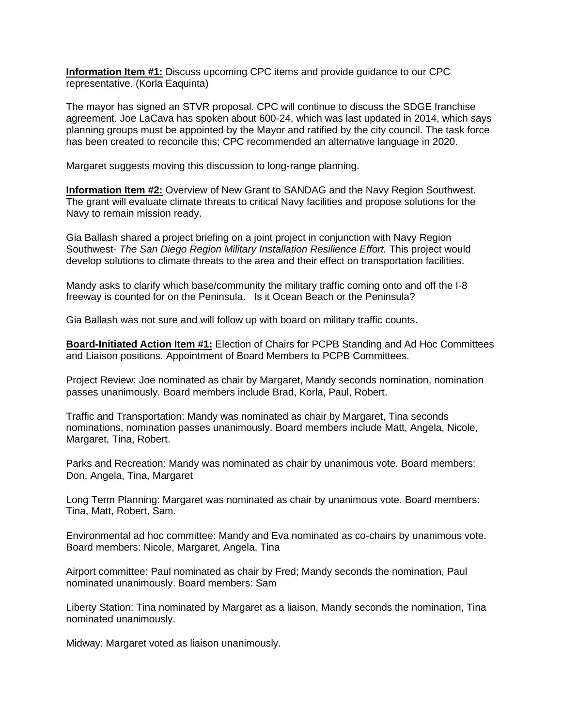**Information Item #1:** Discuss upcoming CPC items and provide guidance to our CPC representative. (Korla Eaquinta)

The mayor has signed an STVR proposal. CPC will continue to discuss the SDGE franchise agreement. Joe LaCava has spoken about 600-24, which was last updated in 2014, which says planning groups must be appointed by the Mayor and ratified by the city council. The task force has been created to reconcile this; CPC recommended an alternative language in 2020.

Margaret suggests moving this discussion to long-range planning.

**Information Item #2:** Overview of New Grant to SANDAG and the Navy Region Southwest. The grant will evaluate climate threats to critical Navy facilities and propose solutions for the Navy to remain mission ready.

Gia Ballash shared a project briefing on a joint project in conjunction with Navy Region Southwest- *The San Diego Region Military Installation Resilience Effort.* This project would develop solutions to climate threats to the area and their effect on transportation facilities.

Mandy asks to clarify which base/community the military traffic coming onto and off the I-8 freeway is counted for on the Peninsula. Is it Ocean Beach or the Peninsula?

Gia Ballash was not sure and will follow up with board on military traffic counts.

**Board-Initiated Action Item #1:** Election of Chairs for PCPB Standing and Ad Hoc Committees and Liaison positions. Appointment of Board Members to PCPB Committees.

Project Review: Joe nominated as chair by Margaret, Mandy seconds nomination, nomination passes unanimously. Board members include Brad, Korla, Paul, Robert.

Traffic and Transportation: Mandy was nominated as chair by Margaret, Tina seconds nominations, nomination passes unanimously. Board members include Matt, Angela, Nicole, Margaret, Tina, Robert.

Parks and Recreation: Mandy was nominated as chair by unanimous vote. Board members: Don, Angela, Tina, Margaret

Long Term Planning: Margaret was nominated as chair by unanimous vote. Board members: Tina, Matt, Robert, Sam.

Environmental ad hoc committee: Mandy and Eva nominated as co-chairs by unanimous vote. Board members: Nicole, Margaret, Angela, Tina

Airport committee: Paul nominated as chair by Fred; Mandy seconds the nomination, Paul nominated unanimously. Board members: Sam

Liberty Station: Tina nominated by Margaret as a liaison, Mandy seconds the nomination, Tina nominated unanimously.

Midway: Margaret voted as liaison unanimously.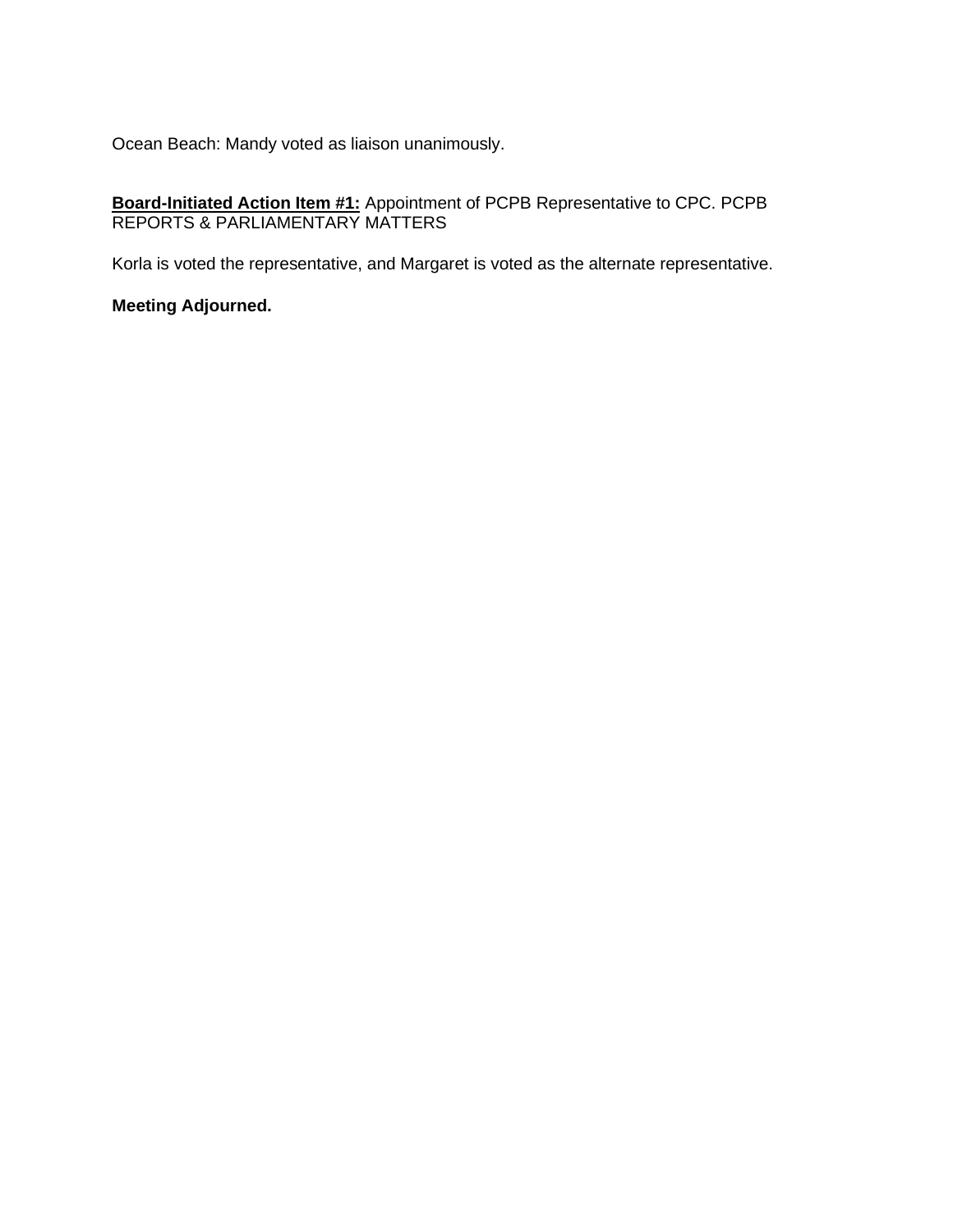Ocean Beach: Mandy voted as liaison unanimously.

**Board-Initiated Action Item #1:** Appointment of PCPB Representative to CPC. PCPB REPORTS & PARLIAMENTARY MATTERS

Korla is voted the representative, and Margaret is voted as the alternate representative.

**Meeting Adjourned.**